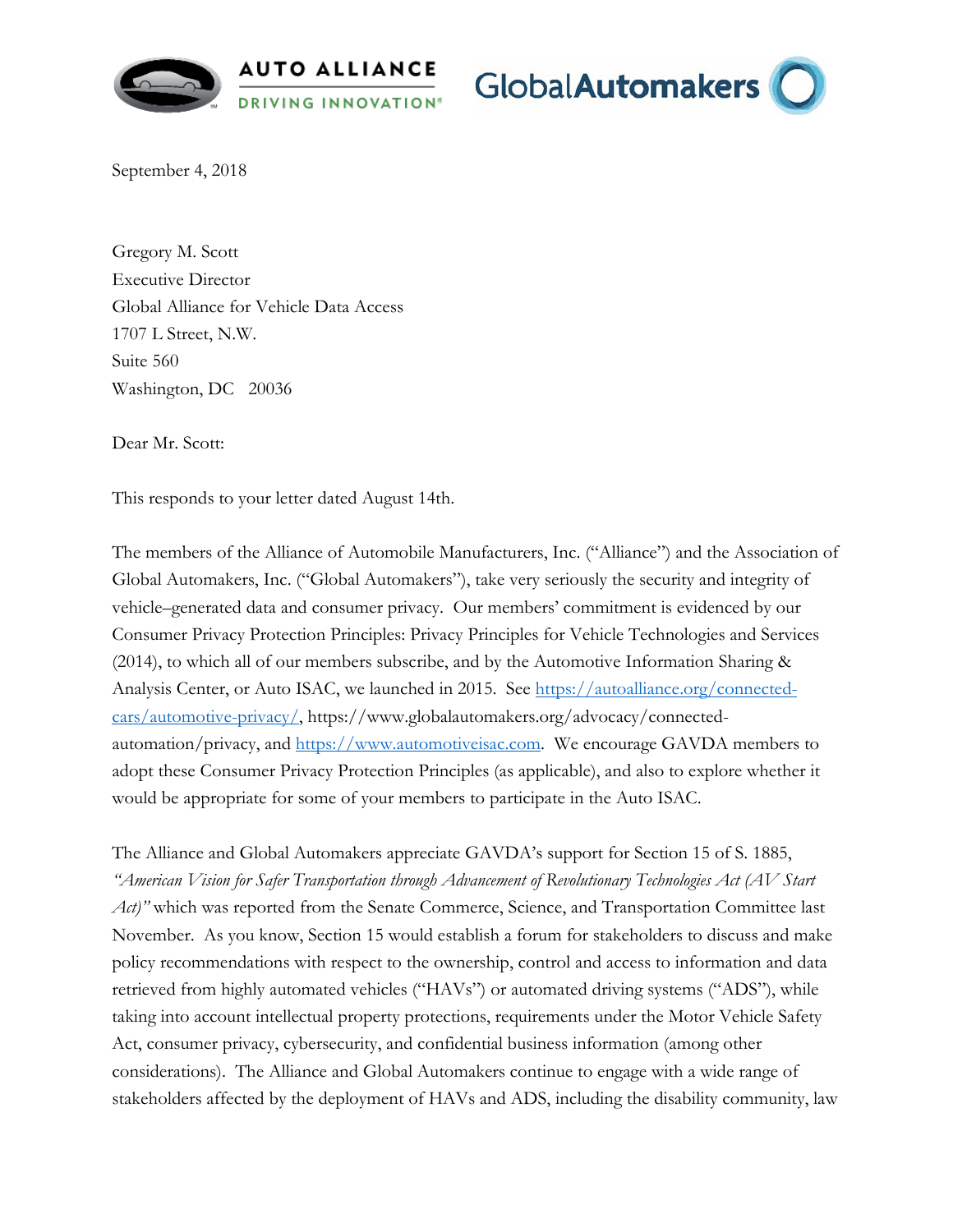AUTO ALLIANCE
DRIVING INNOVATION

GlobalAutomakers

September 4, 2018

Gregory M. Scott
Executive Director
Global Alliance for Vehicle Data Access
1707 L Street, N.W.
Suite 560
Washington, DC 20036

Dear Mr. Scott:

This responds to your letter dated August 14th.

The members of the Alliance of Automobile Manufacturers, Inc. ("Alliance") and the Association of Global Automakers, Inc. ("Global Automakers"), take very seriously the security and integrity of vehicle–generated data and consumer privacy. Our members' commitment is evidenced by our Consumer Privacy Protection Principles: Privacy Principles for Vehicle Technologies and Services (2014), to which all of our members subscribe, and by the Automotive Information Sharing & Analysis Center, or Auto ISAC, we launched in 2015. See https://autoalliance.org/connected-cars/automotive-privacy/, https://www.globalautomakers.org/advocacy/connected-automation/privacy, and https://www.automotiveisac.com. We encourage GAVDA members to adopt these Consumer Privacy Protection Principles (as applicable), and also to explore whether it would be appropriate for some of your members to participate in the Auto ISAC.

The Alliance and Global Automakers appreciate GAVDA's support for Section 15 of S. 1885, *"American Vision for Safer Transportation through Advancement of Revolutionary Technologies Act (AV Start Act)"* which was reported from the Senate Commerce, Science, and Transportation Committee last November. As you know, Section 15 would establish a forum for stakeholders to discuss and make policy recommendations with respect to the ownership, control and access to information and data retrieved from highly automated vehicles ("HAVs") or automated driving systems ("ADS"), while taking into account intellectual property protections, requirements under the Motor Vehicle Safety Act, consumer privacy, cybersecurity, and confidential business information (among other considerations). The Alliance and Global Automakers continue to engage with a wide range of stakeholders affected by the deployment of HAVs and ADS, including the disability community, law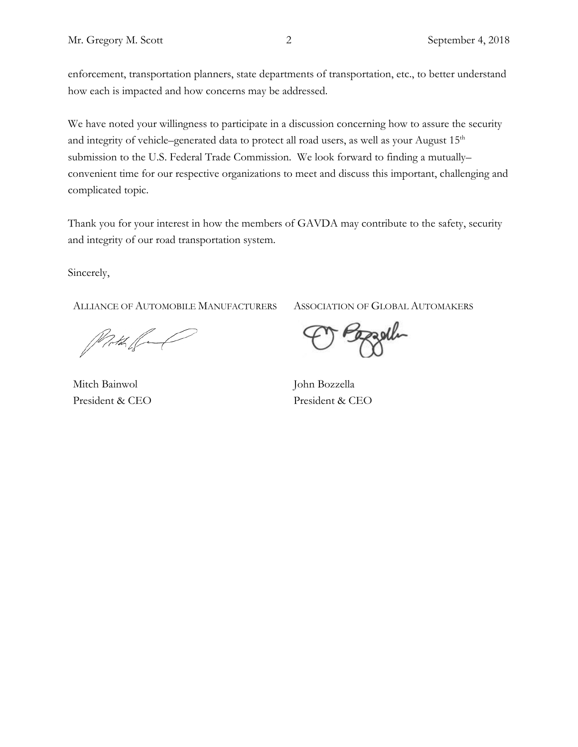enforcement, transportation planners, state departments of transportation, etc., to better understand how each is impacted and how concerns may be addressed.

We have noted your willingness to participate in a discussion concerning how to assure the security and integrity of vehicle–generated data to protect all road users, as well as your August 15th submission to the U.S. Federal Trade Commission. We look forward to finding a mutually–convenient time for our respective organizations to meet and discuss this important, challenging and complicated topic.

Thank you for your interest in how the members of GAVDA may contribute to the safety, security and integrity of our road transportation system.

Sincerely,

ALLIANCE OF AUTOMOBILE MANUFACTURERS

Mitch Bainwol
President & CEO

ASSOCIATION OF GLOBAL AUTOMAKERS

John Bozzella
President & CEO